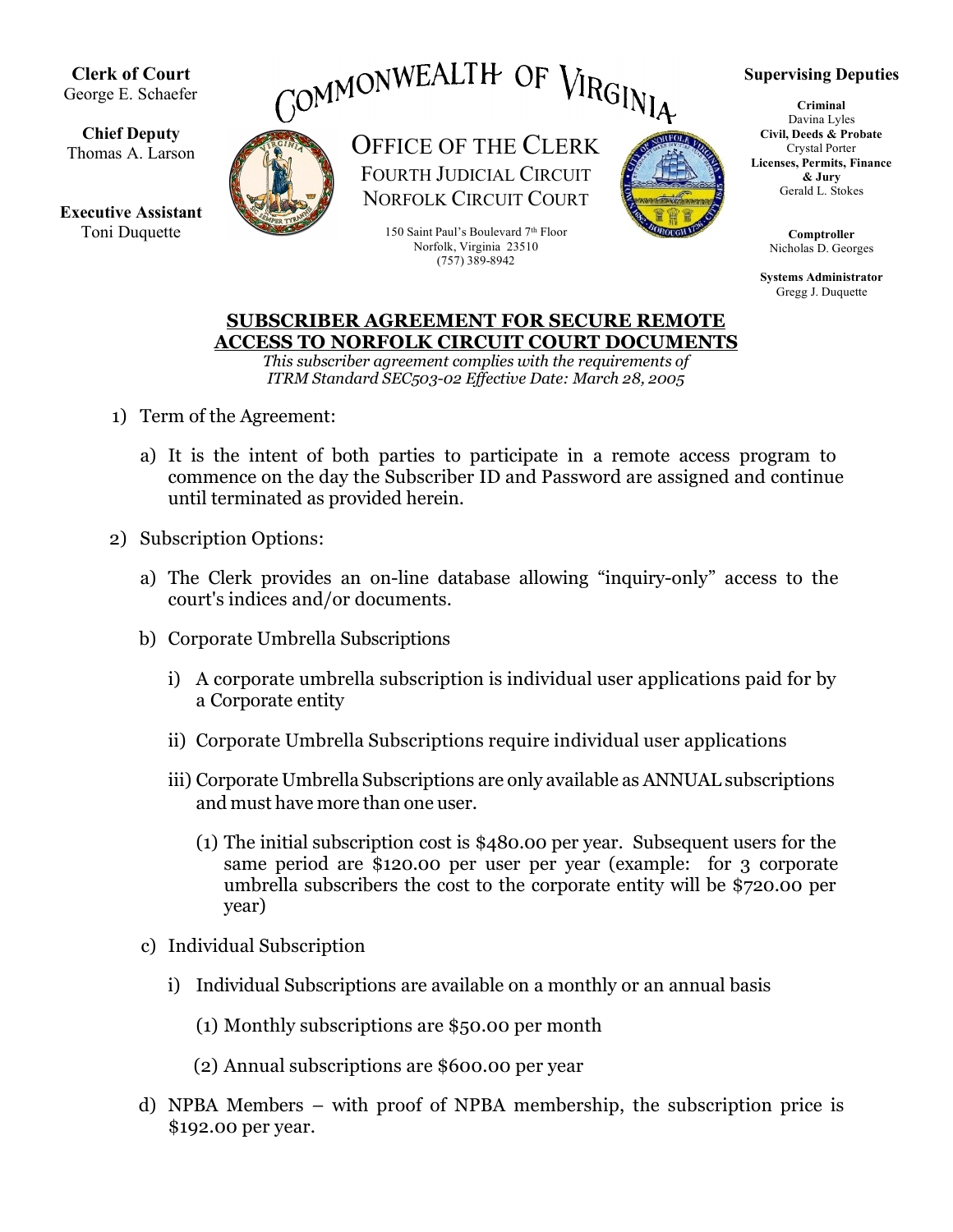**Clerk of Court**
George E. Schaefer

**Chief Deputy**
Thomas A. Larson

**Executive Assistant**
Toni Duquette

# COMMONWEALTH OF VIRGINIA

## OFFICE OF THE CLERK
FOURTH JUDICIAL CIRCUIT
NORFOLK CIRCUIT COURT

150 Saint Paul's Boulevard 7th Floor
Norfolk, Virginia 23510
(757) 389-8942

**Supervising Deputies**

**Criminal**
Davina Lyles

**Civil, Deeds & Probate**
Crystal Porter

**Licenses, Permits, Finance & Jury**
Gerald L. Stokes

**Comptroller**
Nicholas D. Georges

**Systems Administrator**
Gregg J. Duquette

## SUBSCRIBER AGREEMENT FOR SECURE REMOTE ACCESS TO NORFOLK CIRCUIT COURT DOCUMENTS

*This subscriber agreement complies with the requirements of ITRM Standard SEC503-02 Effective Date: March 28, 2005*

1) Term of the Agreement:
   a) It is the intent of both parties to participate in a remote access program to commence on the day the Subscriber ID and Password are assigned and continue until terminated as provided herein.

2) Subscription Options:
   a) The Clerk provides an on-line database allowing "inquiry-only" access to the court's indices and/or documents.
   b) Corporate Umbrella Subscriptions
      i) A corporate umbrella subscription is individual user applications paid for by a Corporate entity
      ii) Corporate Umbrella Subscriptions require individual user applications
      iii) Corporate Umbrella Subscriptions are only available as ANNUAL subscriptions and must have more than one user.
         (1) The initial subscription cost is $480.00 per year. Subsequent users for the same period are $120.00 per user per year (example: for 3 corporate umbrella subscribers the cost to the corporate entity will be $720.00 per year)
   c) Individual Subscription
      i) Individual Subscriptions are available on a monthly or an annual basis
         (1) Monthly subscriptions are $50.00 per month
         (2) Annual subscriptions are $600.00 per year
   d) NPBA Members – with proof of NPBA membership, the subscription price is $192.00 per year.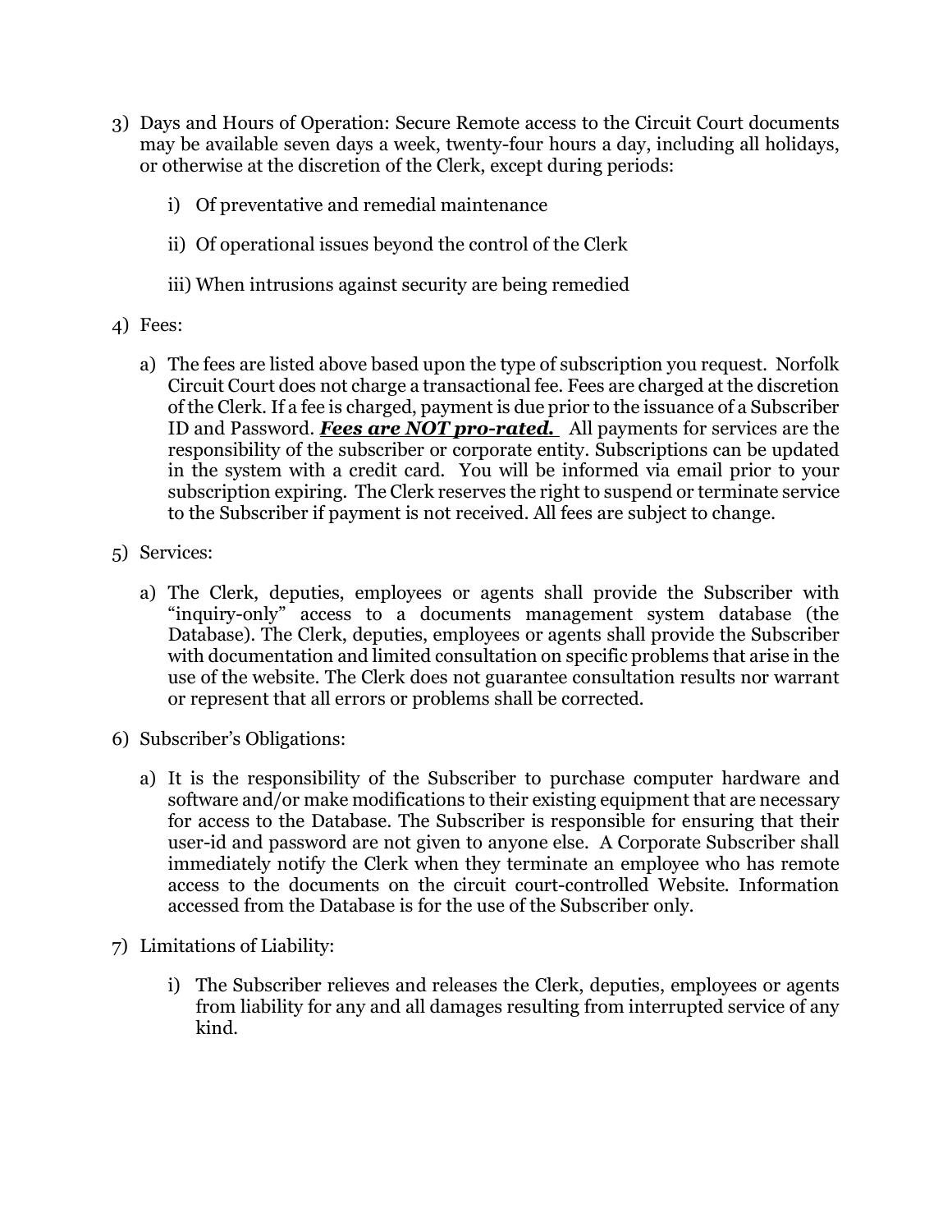3) Days and Hours of Operation: Secure Remote access to the Circuit Court documents may be available seven days a week, twenty-four hours a day, including all holidays, or otherwise at the discretion of the Clerk, except during periods:

    i) Of preventative and remedial maintenance

    ii) Of operational issues beyond the control of the Clerk

    iii) When intrusions against security are being remedied

4) Fees:

    a) The fees are listed above based upon the type of subscription you request. Norfolk Circuit Court does not charge a transactional fee. Fees are charged at the discretion of the Clerk. If a fee is charged, payment is due prior to the issuance of a Subscriber ID and Password. ***Fees are NOT pro-rated.*** All payments for services are the responsibility of the subscriber or corporate entity. Subscriptions can be updated in the system with a credit card. You will be informed via email prior to your subscription expiring. The Clerk reserves the right to suspend or terminate service to the Subscriber if payment is not received. All fees are subject to change.

5) Services:

    a) The Clerk, deputies, employees or agents shall provide the Subscriber with "inquiry-only" access to a documents management system database (the Database). The Clerk, deputies, employees or agents shall provide the Subscriber with documentation and limited consultation on specific problems that arise in the use of the website. The Clerk does not guarantee consultation results nor warrant or represent that all errors or problems shall be corrected.

6) Subscriber's Obligations:

    a) It is the responsibility of the Subscriber to purchase computer hardware and software and/or make modifications to their existing equipment that are necessary for access to the Database. The Subscriber is responsible for ensuring that their user-id and password are not given to anyone else. A Corporate Subscriber shall immediately notify the Clerk when they terminate an employee who has remote access to the documents on the circuit court-controlled Website. Information accessed from the Database is for the use of the Subscriber only.

7) Limitations of Liability:

    i) The Subscriber relieves and releases the Clerk, deputies, employees or agents from liability for any and all damages resulting from interrupted service of any kind.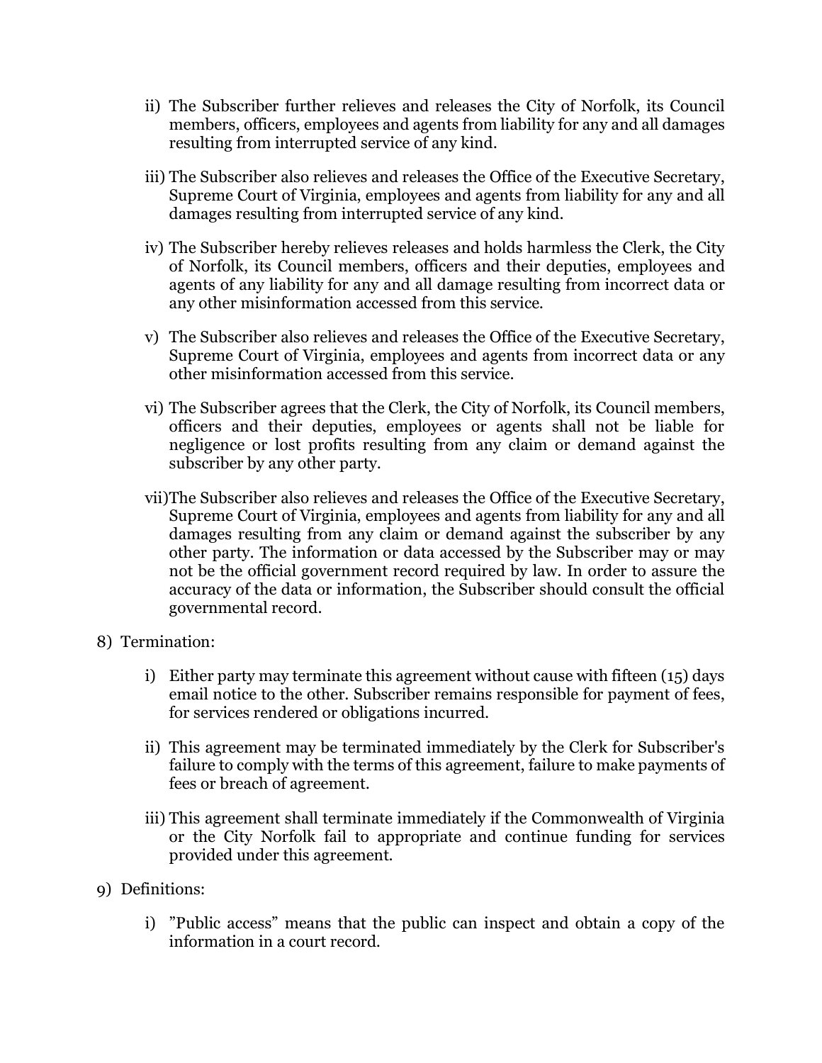ii) The Subscriber further relieves and releases the City of Norfolk, its Council members, officers, employees and agents from liability for any and all damages resulting from interrupted service of any kind.

iii) The Subscriber also relieves and releases the Office of the Executive Secretary, Supreme Court of Virginia, employees and agents from liability for any and all damages resulting from interrupted service of any kind.

iv) The Subscriber hereby relieves releases and holds harmless the Clerk, the City of Norfolk, its Council members, officers and their deputies, employees and agents of any liability for any and all damage resulting from incorrect data or any other misinformation accessed from this service.

v) The Subscriber also relieves and releases the Office of the Executive Secretary, Supreme Court of Virginia, employees and agents from incorrect data or any other misinformation accessed from this service.

vi) The Subscriber agrees that the Clerk, the City of Norfolk, its Council members, officers and their deputies, employees or agents shall not be liable for negligence or lost profits resulting from any claim or demand against the subscriber by any other party.

vii) The Subscriber also relieves and releases the Office of the Executive Secretary, Supreme Court of Virginia, employees and agents from liability for any and all damages resulting from any claim or demand against the subscriber by any other party. The information or data accessed by the Subscriber may or may not be the official government record required by law. In order to assure the accuracy of the data or information, the Subscriber should consult the official governmental record.

8) Termination:

i) Either party may terminate this agreement without cause with fifteen (15) days email notice to the other. Subscriber remains responsible for payment of fees, for services rendered or obligations incurred.

ii) This agreement may be terminated immediately by the Clerk for Subscriber's failure to comply with the terms of this agreement, failure to make payments of fees or breach of agreement.

iii) This agreement shall terminate immediately if the Commonwealth of Virginia or the City Norfolk fail to appropriate and continue funding for services provided under this agreement.

9) Definitions:

i) "Public access" means that the public can inspect and obtain a copy of the information in a court record.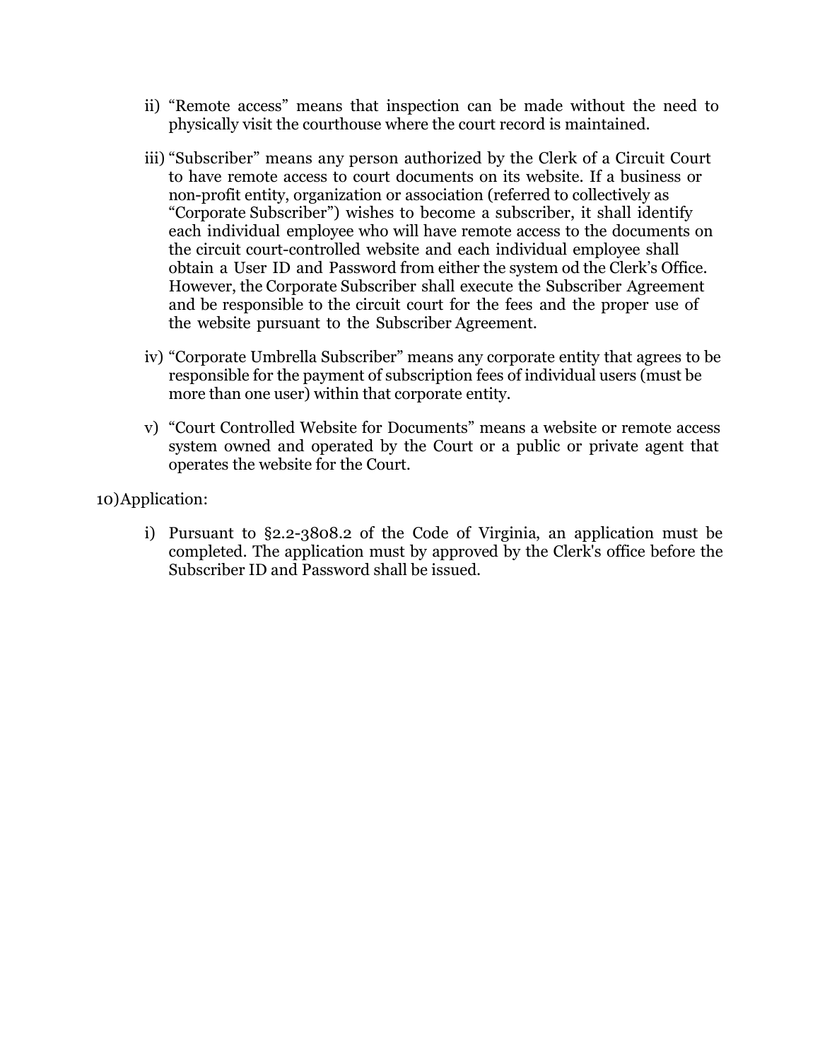ii) “Remote access” means that inspection can be made without the need to physically visit the courthouse where the court record is maintained.

iii) “Subscriber” means any person authorized by the Clerk of a Circuit Court to have remote access to court documents on its website. If a business or non-profit entity, organization or association (referred to collectively as “Corporate Subscriber”) wishes to become a subscriber, it shall identify each individual employee who will have remote access to the documents on the circuit court-controlled website and each individual employee shall obtain a User ID and Password from either the system od the Clerk’s Office. However, the Corporate Subscriber shall execute the Subscriber Agreement and be responsible to the circuit court for the fees and the proper use of the website pursuant to the Subscriber Agreement.

iv) “Corporate Umbrella Subscriber” means any corporate entity that agrees to be responsible for the payment of subscription fees of individual users (must be more than one user) within that corporate entity.

v) “Court Controlled Website for Documents” means a website or remote access system owned and operated by the Court or a public or private agent that operates the website for the Court.

10) Application:

i) Pursuant to §2.2-3808.2 of the Code of Virginia, an application must be completed. The application must by approved by the Clerk's office before the Subscriber ID and Password shall be issued.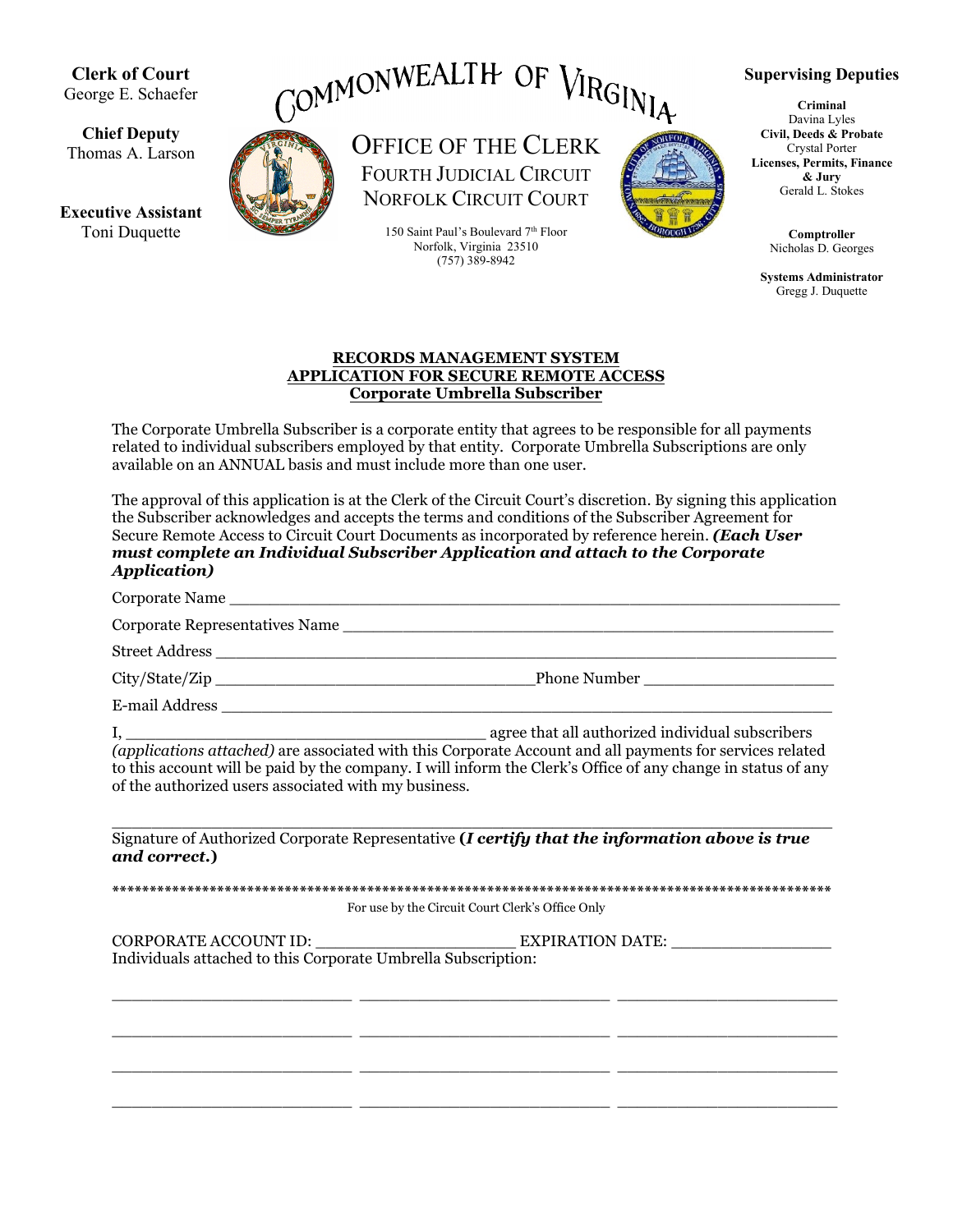**Clerk of Court**
George E. Schaefer

**Chief Deputy**
Thomas A. Larson

**Executive Assistant**
Toni Duquette

# COMMONWEALTH OF VIRGINIA

## OFFICE OF THE CLERK
FOURTH JUDICIAL CIRCUIT
NORFOLK CIRCUIT COURT

150 Saint Paul's Boulevard 7th Floor
Norfolk, Virginia 23510
(757) 389-8942

**Supervising Deputies**

**Criminal**
Davina Lyles
**Civil, Deeds & Probate**
Crystal Porter
**Licenses, Permits, Finance & Jury**
Gerald L. Stokes

**Comptroller**
Nicholas D. Georges

**Systems Administrator**
Gregg J. Duquette

**RECORDS MANAGEMENT SYSTEM**
**APPLICATION FOR SECURE REMOTE ACCESS**
**Corporate Umbrella Subscriber**

The Corporate Umbrella Subscriber is a corporate entity that agrees to be responsible for all payments related to individual subscribers employed by that entity. Corporate Umbrella Subscriptions are only available on an ANNUAL basis and must include more than one user.

The approval of this application is at the Clerk of the Circuit Court's discretion. By signing this application the Subscriber acknowledges and accepts the terms and conditions of the Subscriber Agreement for Secure Remote Access to Circuit Court Documents as incorporated by reference herein. ***(Each User must complete an Individual Subscriber Application and attach to the Corporate Application)***

Corporate Name ______________________________________________________________

Corporate Representatives Name ______________________________________________

Street Address _______________________________________________________________

City/State/Zip ______________________________Phone Number ___________________

E-mail Address _______________________________________________________________

I, ___________________________________ agree that all authorized individual subscribers *(applications attached)* are associated with this Corporate Account and all payments for services related to this account will be paid by the company. I will inform the Clerk's Office of any change in status of any of the authorized users associated with my business.

_____________________________________________________________________________
Signature of Authorized Corporate Representative **(*I certify that the information above is true and correct.*)**

**************************************************************************************************
For use by the Circuit Court Clerk's Office Only

CORPORATE ACCOUNT ID: ____________________ EXPIRATION DATE: _______________
Individuals attached to this Corporate Umbrella Subscription:

________________________ ________________________ ________________________

________________________ ________________________ ________________________

________________________ ________________________ ________________________

________________________ ________________________ ________________________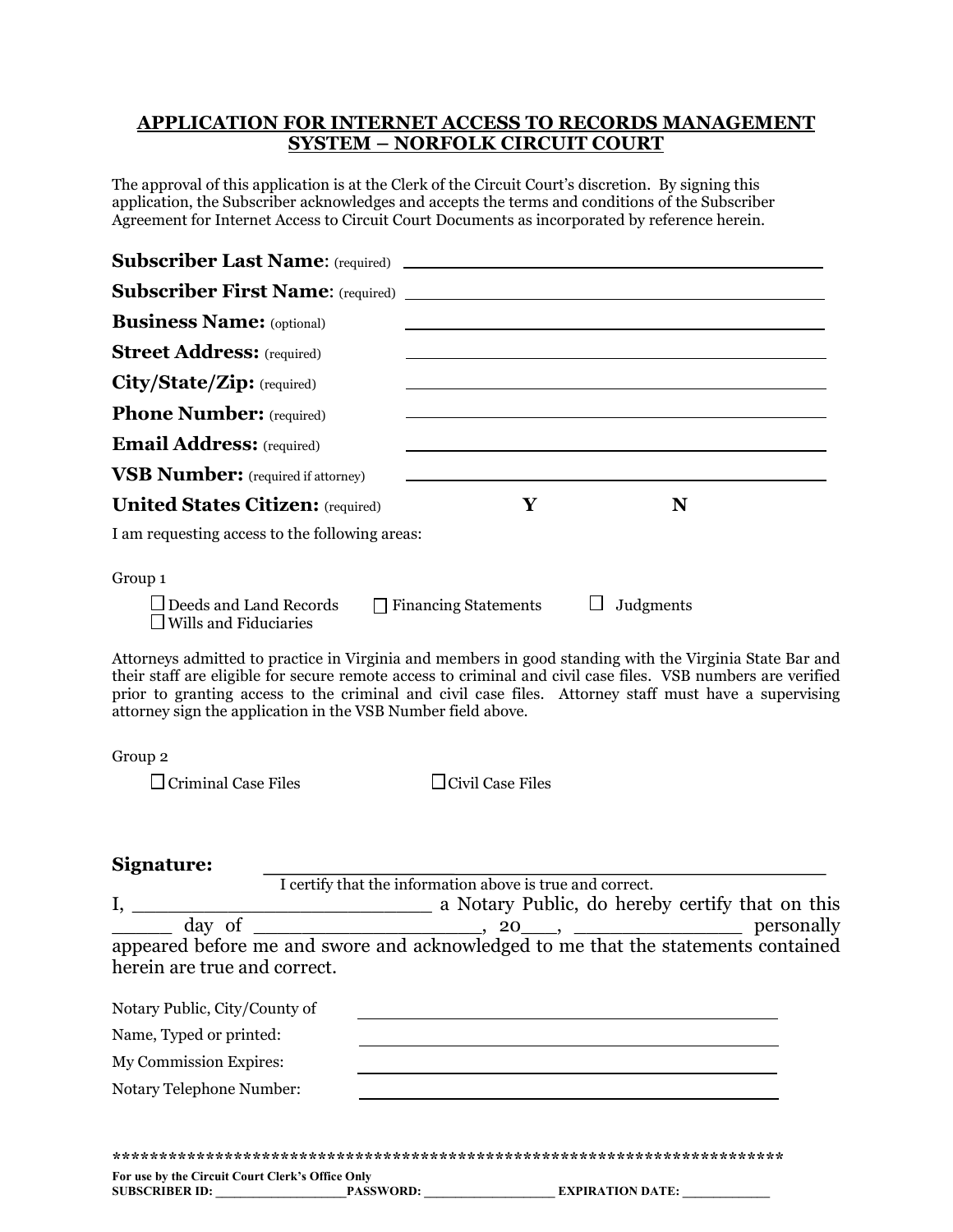## APPLICATION FOR INTERNET ACCESS TO RECORDS MANAGEMENT SYSTEM – NORFOLK CIRCUIT COURT

The approval of this application is at the Clerk of the Circuit Court's discretion. By signing this application, the Subscriber acknowledges and accepts the terms and conditions of the Subscriber Agreement for Internet Access to Circuit Court Documents as incorporated by reference herein.

**Subscriber Last Name**: (required) ________________________________________

**Subscriber First Name**: (required) ________________________________________

**Business Name:** (optional) ________________________________________

**Street Address:** (required) ________________________________________

**City/State/Zip:** (required) ________________________________________

**Phone Number:** (required) ________________________________________

**Email Address:** (required) ________________________________________

**VSB Number:** (required if attorney) ________________________________________

**United States Citizen:** (required) **Y** **N**

I am requesting access to the following areas:

Group 1

☐ Deeds and Land Records ☐ Financing Statements ☐ Judgments
☐ Wills and Fiduciaries

Attorneys admitted to practice in Virginia and members in good standing with the Virginia State Bar and their staff are eligible for secure remote access to criminal and civil case files. VSB numbers are verified prior to granting access to the criminal and civil case files. Attorney staff must have a supervising attorney sign the application in the VSB Number field above.

Group 2

☐ Criminal Case Files ☐ Civil Case Files

**Signature:** ________________________________________
I certify that the information above is true and correct.

I, __________________________ a Notary Public, do hereby certify that on this _____ day of ___________________, 20___, ______________ personally appeared before me and swore and acknowledged to me that the statements contained herein are true and correct.

Notary Public, City/County of ________________________________________

Name, Typed or printed: ________________________________________

My Commission Expires: ________________________________________

Notary Telephone Number: ________________________________________

*************************************************************************

**For use by the Circuit Court Clerk's Office Only**
**SUBSCRIBER ID:** ___________________ **PASSWORD:** ___________________ **EXPIRATION DATE:** _____________